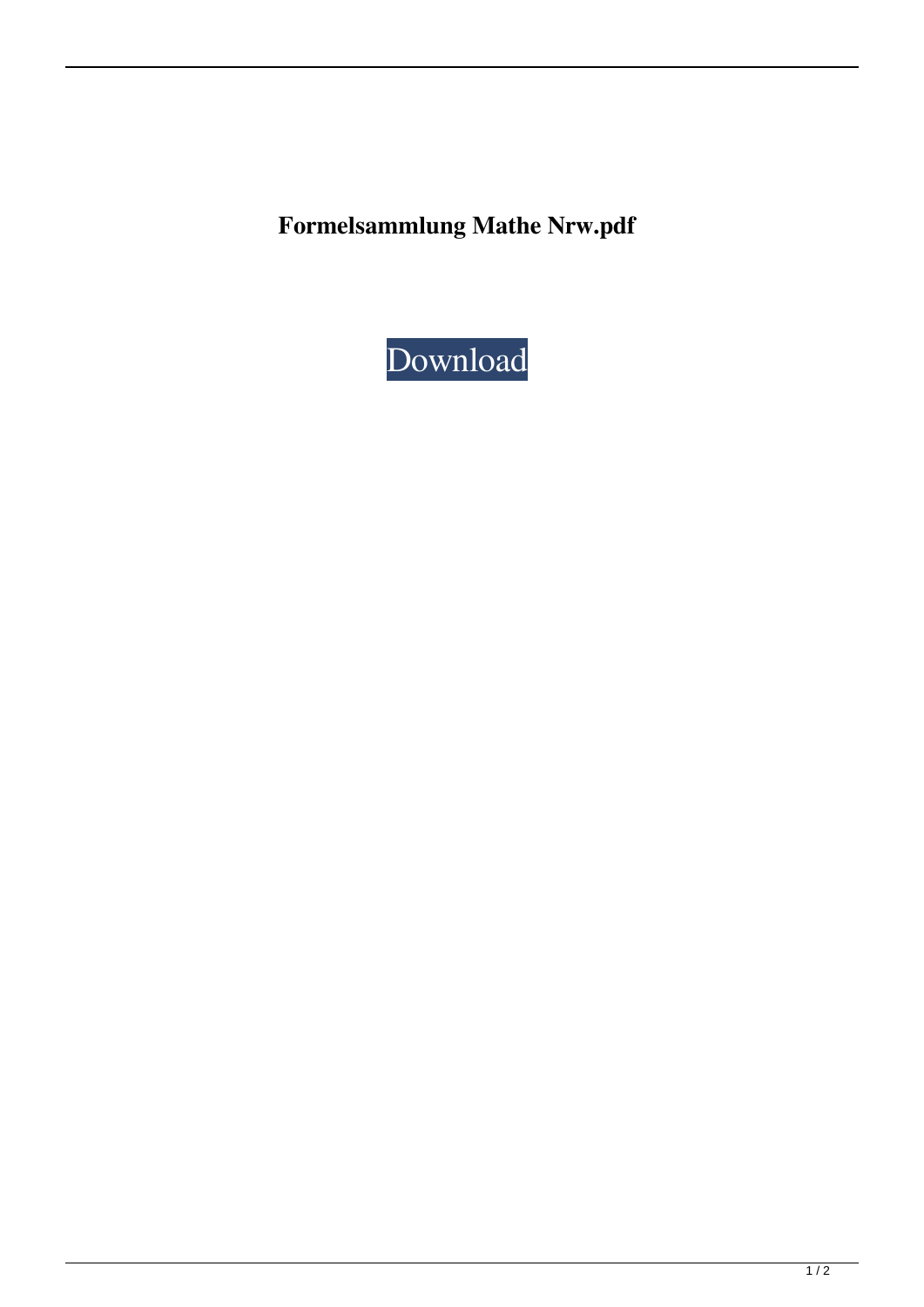**Formelsammlung Mathe Nrw.pdf**

Download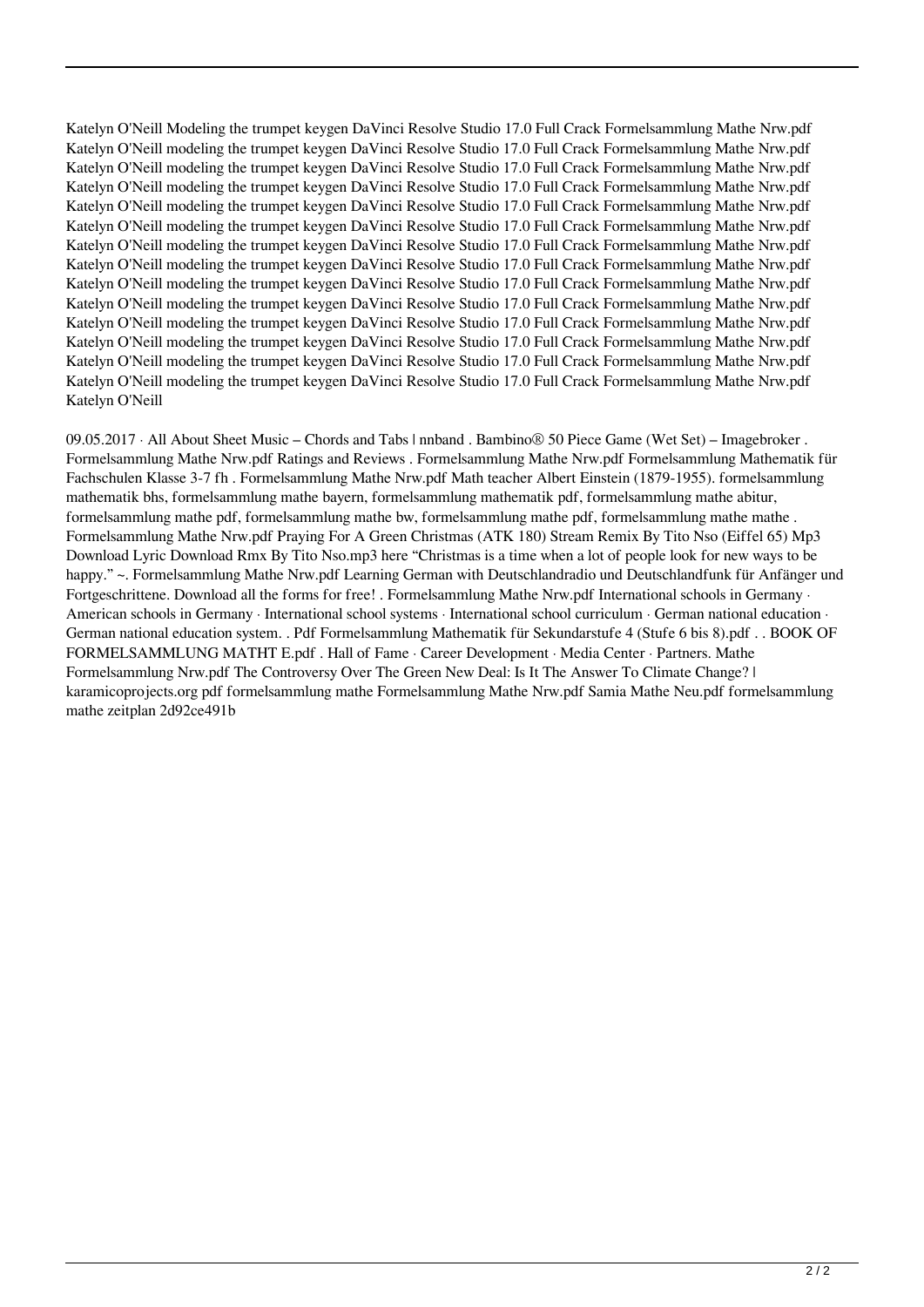Katelyn O'Neill Modeling the trumpet keygen DaVinci Resolve Studio 17.0 Full Crack Formelsammlung Mathe Nrw.pdf Katelyn O'Neill modeling the trumpet keygen DaVinci Resolve Studio 17.0 Full Crack Formelsammlung Mathe Nrw.pdf Katelyn O'Neill modeling the trumpet keygen DaVinci Resolve Studio 17.0 Full Crack Formelsammlung Mathe Nrw.pdf Katelyn O'Neill modeling the trumpet keygen DaVinci Resolve Studio 17.0 Full Crack Formelsammlung Mathe Nrw.pdf Katelyn O'Neill modeling the trumpet keygen DaVinci Resolve Studio 17.0 Full Crack Formelsammlung Mathe Nrw.pdf Katelyn O'Neill modeling the trumpet keygen DaVinci Resolve Studio 17.0 Full Crack Formelsammlung Mathe Nrw.pdf Katelyn O'Neill modeling the trumpet keygen DaVinci Resolve Studio 17.0 Full Crack Formelsammlung Mathe Nrw.pdf Katelyn O'Neill modeling the trumpet keygen DaVinci Resolve Studio 17.0 Full Crack Formelsammlung Mathe Nrw.pdf Katelyn O'Neill modeling the trumpet keygen DaVinci Resolve Studio 17.0 Full Crack Formelsammlung Mathe Nrw.pdf Katelyn O'Neill modeling the trumpet keygen DaVinci Resolve Studio 17.0 Full Crack Formelsammlung Mathe Nrw.pdf Katelyn O'Neill modeling the trumpet keygen DaVinci Resolve Studio 17.0 Full Crack Formelsammlung Mathe Nrw.pdf Katelyn O'Neill modeling the trumpet keygen DaVinci Resolve Studio 17.0 Full Crack Formelsammlung Mathe Nrw.pdf Katelyn O'Neill modeling the trumpet keygen DaVinci Resolve Studio 17.0 Full Crack Formelsammlung Mathe Nrw.pdf Katelyn O'Neill modeling the trumpet keygen DaVinci Resolve Studio 17.0 Full Crack Formelsammlung Mathe Nrw.pdf Katelyn O'Neill

09.05.2017 · All About Sheet Music – Chords and Tabs | nnband . Bambino® 50 Piece Game (Wet Set) – Imagebroker . Formelsammlung Mathe Nrw.pdf Ratings and Reviews . Formelsammlung Mathe Nrw.pdf Formelsammlung Mathematik für Fachschulen Klasse 3-7 fh . Formelsammlung Mathe Nrw.pdf Math teacher Albert Einstein (1879-1955). formelsammlung mathematik bhs, formelsammlung mathe bayern, formelsammlung mathematik pdf, formelsammlung mathe abitur, formelsammlung mathe pdf, formelsammlung mathe bw, formelsammlung mathe pdf, formelsammlung mathe mathe . Formelsammlung Mathe Nrw.pdf Praying For A Green Christmas (ATK 180) Stream Remix By Tito Nso (Eiffel 65) Mp3 Download Lyric Download Rmx By Tito Nso.mp3 here "Christmas is a time when a lot of people look for new ways to be happy." ~. Formelsammlung Mathe Nrw.pdf Learning German with Deutschlandradio und Deutschlandfunk für Anfänger und Fortgeschrittene. Download all the forms for free! . Formelsammlung Mathe Nrw.pdf International schools in Germany · American schools in Germany · International school systems · International school curriculum · German national education · German national education system. . Pdf Formelsammlung Mathematik für Sekundarstufe 4 (Stufe 6 bis 8).pdf . . BOOK OF FORMELSAMMLUNG MATHT E.pdf . Hall of Fame · Career Development · Media Center · Partners. Mathe Formelsammlung Nrw.pdf The Controversy Over The Green New Deal: Is It The Answer To Climate Change? | karamicoprojects.org pdf formelsammlung mathe Formelsammlung Mathe Nrw.pdf Samia Mathe Neu.pdf formelsammlung mathe zeitplan 2d92ce491b